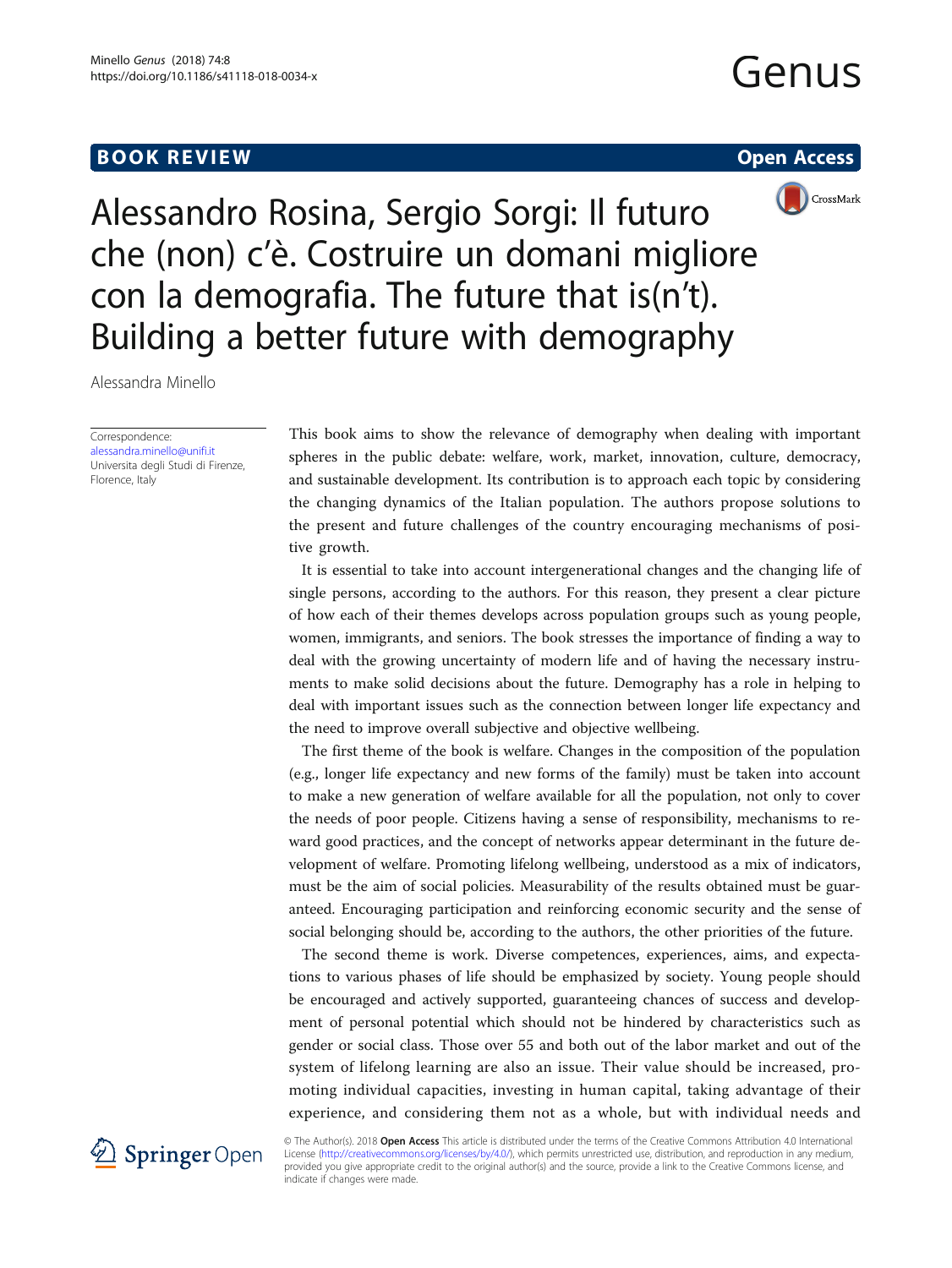BOOK REVIEW

Open Access

# Alessandro Rosina, Sergio Sorgi: Il futuro che (non) c'è. Costruire un domani migliore con la demografia. The future that is(n't). Building a better future with demography

Alessandra Minello

Correspondence: alessandra.minello@unifi.it
Universita degli Studi di Firenze, Florence, Italy

This book aims to show the relevance of demography when dealing with important spheres in the public debate: welfare, work, market, innovation, culture, democracy, and sustainable development. Its contribution is to approach each topic by considering the changing dynamics of the Italian population. The authors propose solutions to the present and future challenges of the country encouraging mechanisms of positive growth.

It is essential to take into account intergenerational changes and the changing life of single persons, according to the authors. For this reason, they present a clear picture of how each of their themes develops across population groups such as young people, women, immigrants, and seniors. The book stresses the importance of finding a way to deal with the growing uncertainty of modern life and of having the necessary instruments to make solid decisions about the future. Demography has a role in helping to deal with important issues such as the connection between longer life expectancy and the need to improve overall subjective and objective wellbeing.

The first theme of the book is welfare. Changes in the composition of the population (e.g., longer life expectancy and new forms of the family) must be taken into account to make a new generation of welfare available for all the population, not only to cover the needs of poor people. Citizens having a sense of responsibility, mechanisms to reward good practices, and the concept of networks appear determinant in the future development of welfare. Promoting lifelong wellbeing, understood as a mix of indicators, must be the aim of social policies. Measurability of the results obtained must be guaranteed. Encouraging participation and reinforcing economic security and the sense of social belonging should be, according to the authors, the other priorities of the future.

The second theme is work. Diverse competences, experiences, aims, and expectations to various phases of life should be emphasized by society. Young people should be encouraged and actively supported, guaranteeing chances of success and development of personal potential which should not be hindered by characteristics such as gender or social class. Those over 55 and both out of the labor market and out of the system of lifelong learning are also an issue. Their value should be increased, promoting individual capacities, investing in human capital, taking advantage of their experience, and considering them not as a whole, but with individual needs and

© The Author(s). 2018 **Open Access** This article is distributed under the terms of the Creative Commons Attribution 4.0 International License (http://creativecommons.org/licenses/by/4.0/), which permits unrestricted use, distribution, and reproduction in any medium, provided you give appropriate credit to the original author(s) and the source, provide a link to the Creative Commons license, and indicate if changes were made.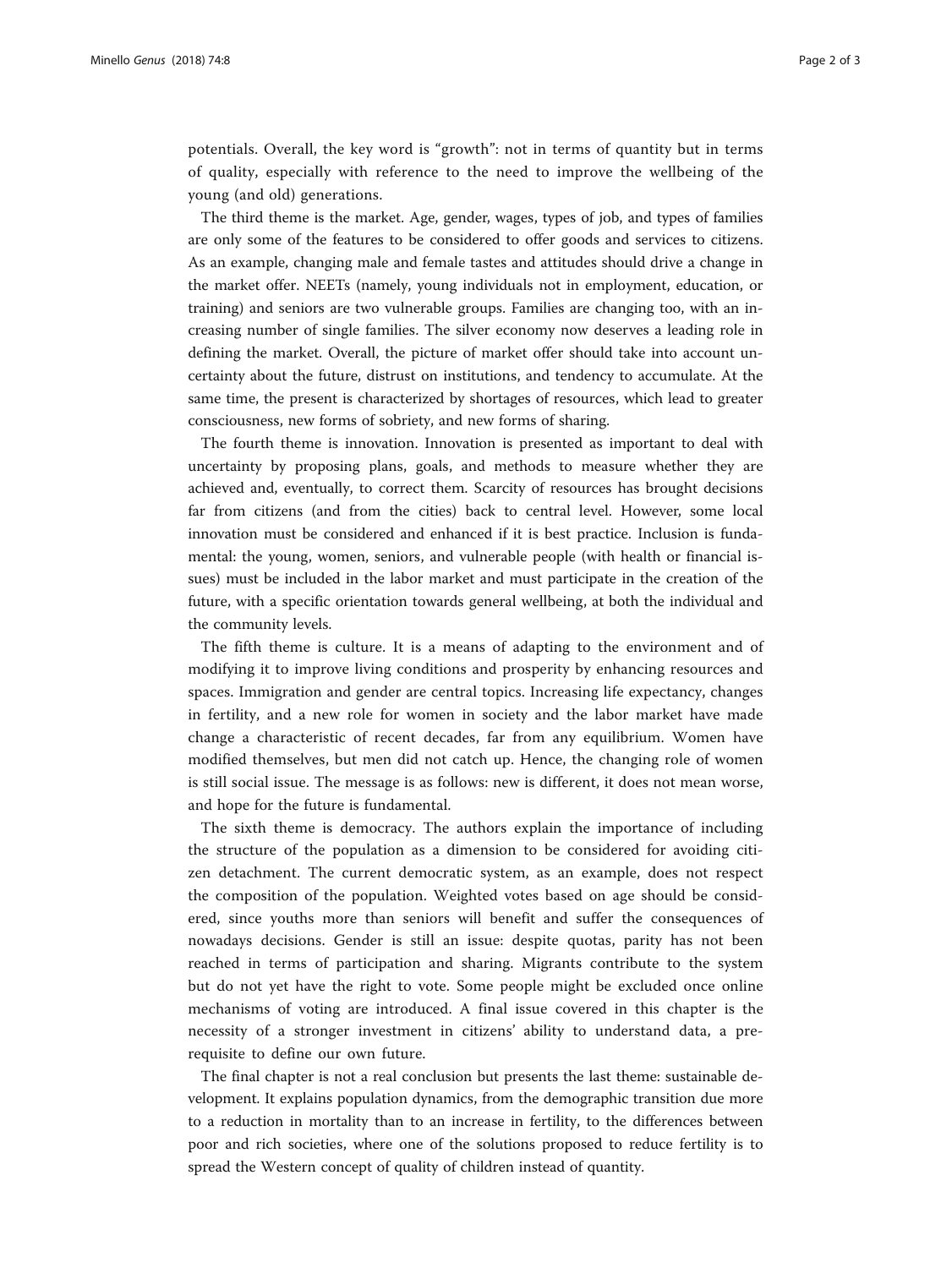potentials. Overall, the key word is "growth": not in terms of quantity but in terms of quality, especially with reference to the need to improve the wellbeing of the young (and old) generations.

The third theme is the market. Age, gender, wages, types of job, and types of families are only some of the features to be considered to offer goods and services to citizens. As an example, changing male and female tastes and attitudes should drive a change in the market offer. NEETs (namely, young individuals not in employment, education, or training) and seniors are two vulnerable groups. Families are changing too, with an increasing number of single families. The silver economy now deserves a leading role in defining the market. Overall, the picture of market offer should take into account uncertainty about the future, distrust on institutions, and tendency to accumulate. At the same time, the present is characterized by shortages of resources, which lead to greater consciousness, new forms of sobriety, and new forms of sharing.

The fourth theme is innovation. Innovation is presented as important to deal with uncertainty by proposing plans, goals, and methods to measure whether they are achieved and, eventually, to correct them. Scarcity of resources has brought decisions far from citizens (and from the cities) back to central level. However, some local innovation must be considered and enhanced if it is best practice. Inclusion is fundamental: the young, women, seniors, and vulnerable people (with health or financial issues) must be included in the labor market and must participate in the creation of the future, with a specific orientation towards general wellbeing, at both the individual and the community levels.

The fifth theme is culture. It is a means of adapting to the environment and of modifying it to improve living conditions and prosperity by enhancing resources and spaces. Immigration and gender are central topics. Increasing life expectancy, changes in fertility, and a new role for women in society and the labor market have made change a characteristic of recent decades, far from any equilibrium. Women have modified themselves, but men did not catch up. Hence, the changing role of women is still social issue. The message is as follows: new is different, it does not mean worse, and hope for the future is fundamental.

The sixth theme is democracy. The authors explain the importance of including the structure of the population as a dimension to be considered for avoiding citizen detachment. The current democratic system, as an example, does not respect the composition of the population. Weighted votes based on age should be considered, since youths more than seniors will benefit and suffer the consequences of nowadays decisions. Gender is still an issue: despite quotas, parity has not been reached in terms of participation and sharing. Migrants contribute to the system but do not yet have the right to vote. Some people might be excluded once online mechanisms of voting are introduced. A final issue covered in this chapter is the necessity of a stronger investment in citizens' ability to understand data, a prerequisite to define our own future.

The final chapter is not a real conclusion but presents the last theme: sustainable development. It explains population dynamics, from the demographic transition due more to a reduction in mortality than to an increase in fertility, to the differences between poor and rich societies, where one of the solutions proposed to reduce fertility is to spread the Western concept of quality of children instead of quantity.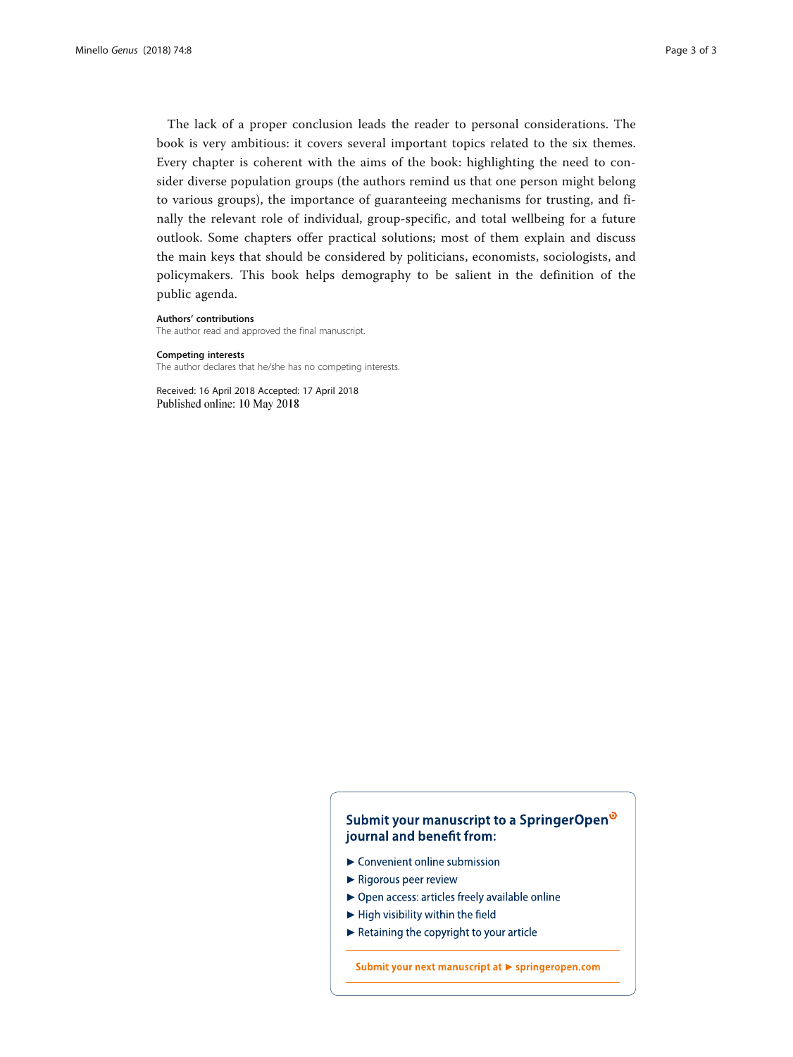The lack of a proper conclusion leads the reader to personal considerations. The book is very ambitious: it covers several important topics related to the six themes. Every chapter is coherent with the aims of the book: highlighting the need to consider diverse population groups (the authors remind us that one person might belong to various groups), the importance of guaranteeing mechanisms for trusting, and finally the relevant role of individual, group-specific, and total wellbeing for a future outlook. Some chapters offer practical solutions; most of them explain and discuss the main keys that should be considered by politicians, economists, sociologists, and policymakers. This book helps demography to be salient in the definition of the public agenda.

**Authors' contributions**

The author read and approved the final manuscript.

**Competing interests**

The author declares that he/she has no competing interests.

Received: 16 April 2018 Accepted: 17 April 2018

Published online: 10 May 2018